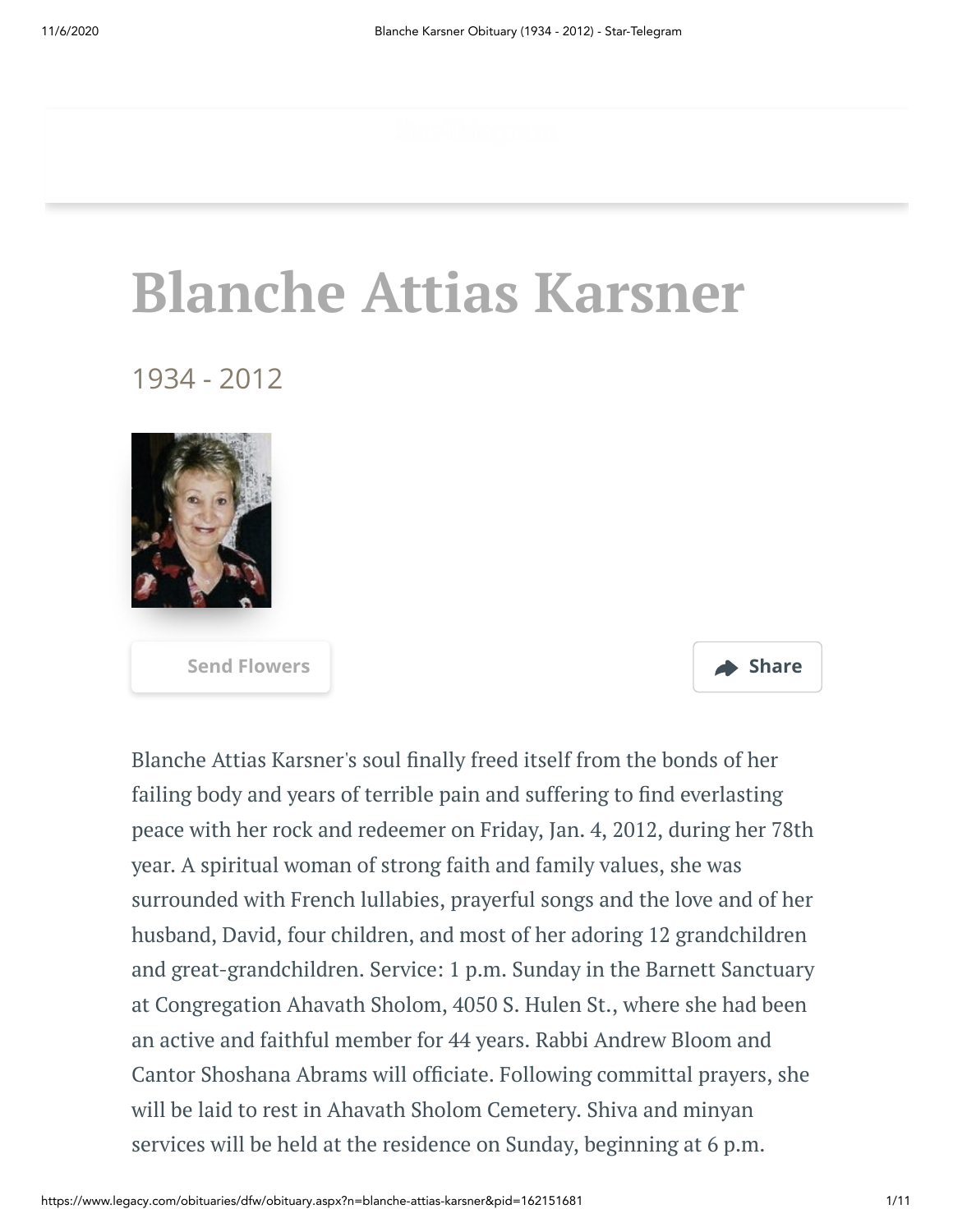# Blanche Attias Karsner

1934 - 2012

Send Flowers

Share

Blanche Attias Karsner's soul finally freed itself from the bonds of her failing body and years of terrible pain and suffering to find everlasting peace with her rock and redeemer on Friday, Jan. 4, 2012, during her 78th year. A spiritual woman of strong faith and family values, she was surrounded with French lullabies, prayerful songs and the love and of her husband, David, four children, and most of her adoring 12 grandchildren and great-grandchildren. Service: 1 p.m. Sunday in the Barnett Sanctuary at Congregation Ahavath Sholom, 4050 S. Hulen St., where she had been an active and faithful member for 44 years. Rabbi Andrew Bloom and Cantor Shoshana Abrams will officiate. Following committal prayers, she will be laid to rest in Ahavath Sholom Cemetery. Shiva and minyan services will be held at the residence on Sunday, beginning at 6 p.m.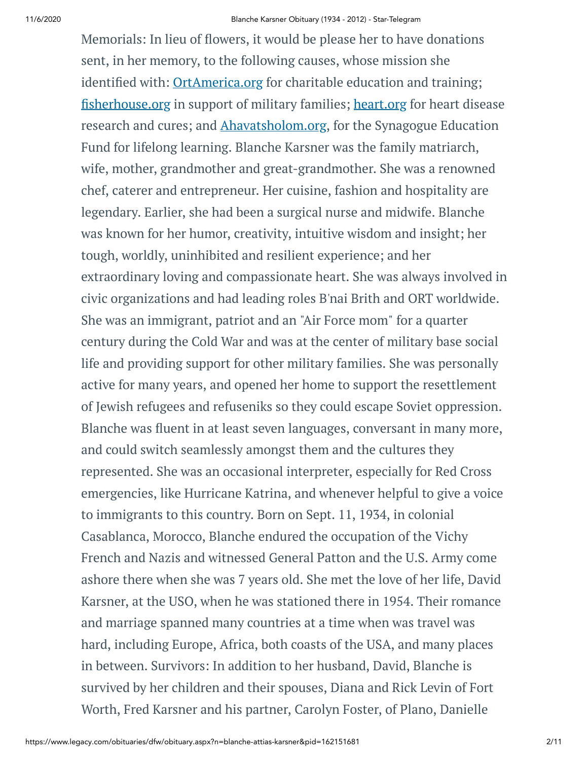Memorials: In lieu of flowers, it would be please her to have donations sent, in her memory, to the following causes, whose mission she identified with: [OrtAmerica.org](http://OrtAmerica.org) for charitable education and training; [fisherhouse.org](http://fisherhouse.org) in support of military families; [heart.org](http://heart.org) for heart disease research and cures; and [Ahavatsholom.org](http://Ahavatsholom.org), for the Synagogue Education Fund for lifelong learning. Blanche Karsner was the family matriarch, wife, mother, grandmother and great-grandmother. She was a renowned chef, caterer and entrepreneur. Her cuisine, fashion and hospitality are legendary. Earlier, she had been a surgical nurse and midwife. Blanche was known for her humor, creativity, intuitive wisdom and insight; her tough, worldly, uninhibited and resilient experience; and her extraordinary loving and compassionate heart. She was always involved in civic organizations and had leading roles B'nai Brith and ORT worldwide. She was an immigrant, patriot and an "Air Force mom" for a quarter century during the Cold War and was at the center of military base social life and providing support for other military families. She was personally active for many years, and opened her home to support the resettlement of Jewish refugees and refuseniks so they could escape Soviet oppression. Blanche was fluent in at least seven languages, conversant in many more, and could switch seamlessly amongst them and the cultures they represented. She was an occasional interpreter, especially for Red Cross emergencies, like Hurricane Katrina, and whenever helpful to give a voice to immigrants to this country. Born on Sept. 11, 1934, in colonial Casablanca, Morocco, Blanche endured the occupation of the Vichy French and Nazis and witnessed General Patton and the U.S. Army come ashore there when she was 7 years old. She met the love of her life, David Karsner, at the USO, when he was stationed there in 1954. Their romance and marriage spanned many countries at a time when was travel was hard, including Europe, Africa, both coasts of the USA, and many places in between. Survivors: In addition to her husband, David, Blanche is survived by her children and their spouses, Diana and Rick Levin of Fort Worth, Fred Karsner and his partner, Carolyn Foster, of Plano, Danielle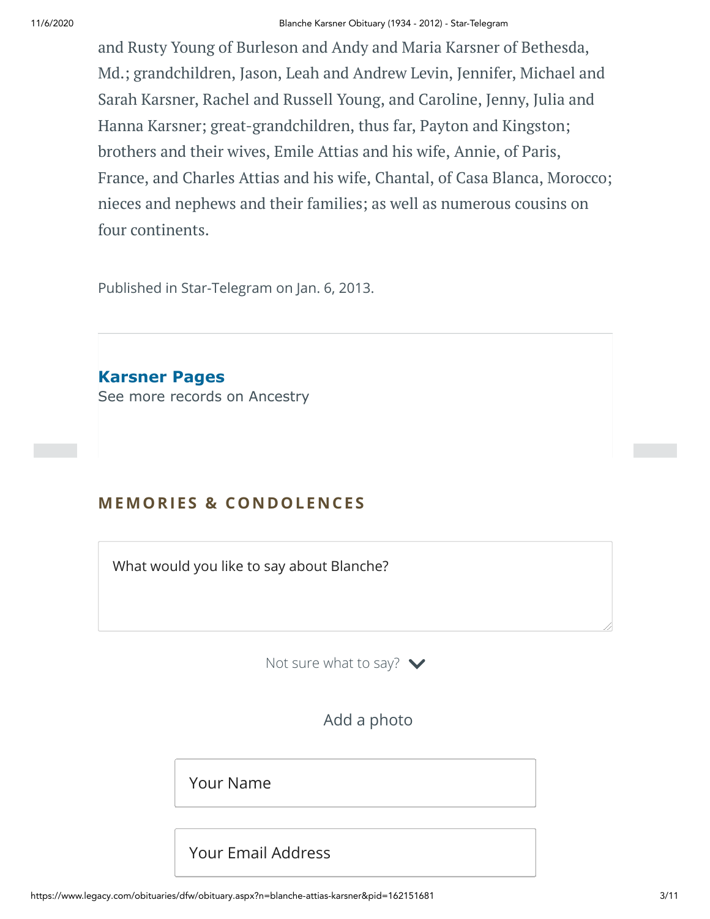and Rusty Young of Burleson and Andy and Maria Karsner of Bethesda, Md.; grandchildren, Jason, Leah and Andrew Levin, Jennifer, Michael and Sarah Karsner, Rachel and Russell Young, and Caroline, Jenny, Julia and Hanna Karsner; great-grandchildren, thus far, Payton and Kingston; brothers and their wives, Emile Attias and his wife, Annie, of Paris, France, and Charles Attias and his wife, Chantal, of Casa Blanca, Morocco; nieces and nephews and their families; as well as numerous cousins on four continents.

Published in Star-Telegram on Jan. 6, 2013.

**Karsner Pages**

See more records on Ancestry

## MEMORIES & CONDOLENCES

What would you like to say about Blanche?

Not sure what to say?

Add a photo

Your Name

Your Email Address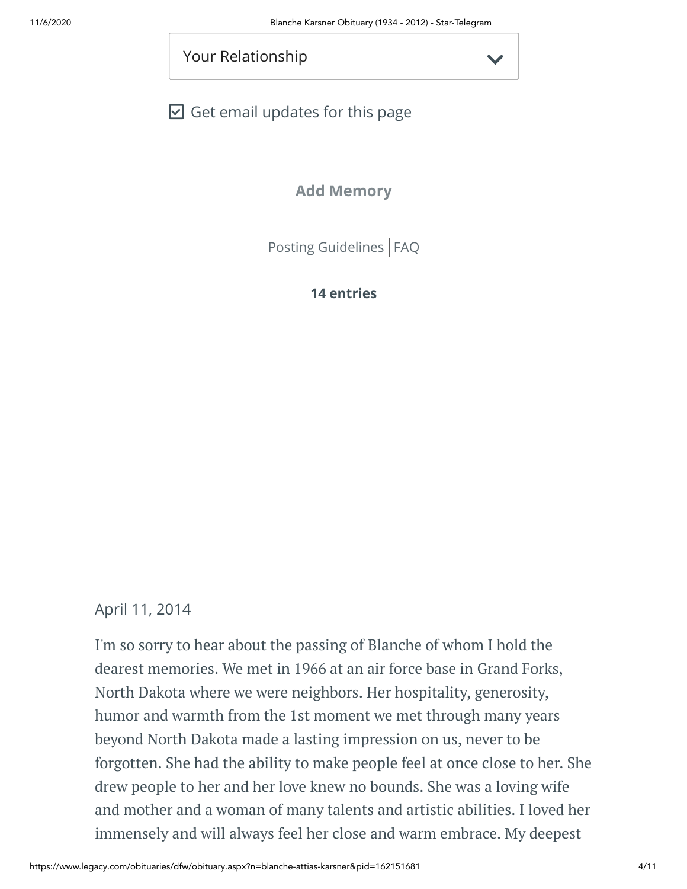Your Relationship

☑ Get email updates for this page

**Add Memory**

Posting Guidelines | FAQ

**14 entries**

April 11, 2014

I'm so sorry to hear about the passing of Blanche of whom I hold the dearest memories. We met in 1966 at an air force base in Grand Forks, North Dakota where we were neighbors. Her hospitality, generosity, humor and warmth from the 1st moment we met through many years beyond North Dakota made a lasting impression on us, never to be forgotten. She had the ability to make people feel at once close to her. She drew people to her and her love knew no bounds. She was a loving wife and mother and a woman of many talents and artistic abilities. I loved her immensely and will always feel her close and warm embrace. My deepest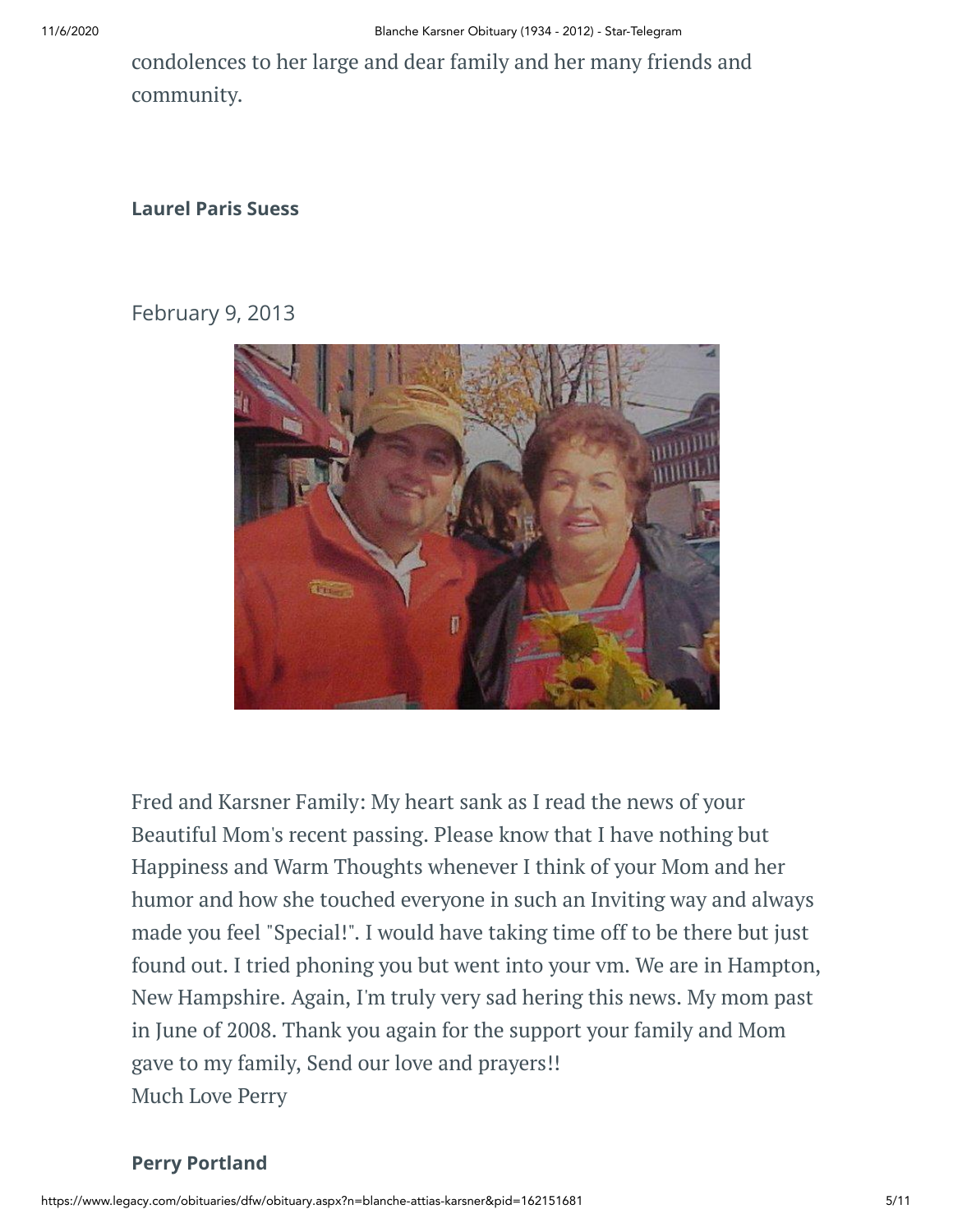condolences to her large and dear family and her many friends and community.

**Laurel Paris Suess**

February 9, 2013

Fred and Karsner Family: My heart sank as I read the news of your Beautiful Mom's recent passing. Please know that I have nothing but Happiness and Warm Thoughts whenever I think of your Mom and her humor and how she touched everyone in such an Inviting way and always made you feel "Special!". I would have taking time off to be there but just found out. I tried phoning you but went into your vm. We are in Hampton, New Hampshire. Again, I'm truly very sad hering this news. My mom past in June of 2008. Thank you again for the support your family and Mom gave to my family, Send our love and prayers!!
Much Love Perry

**Perry Portland**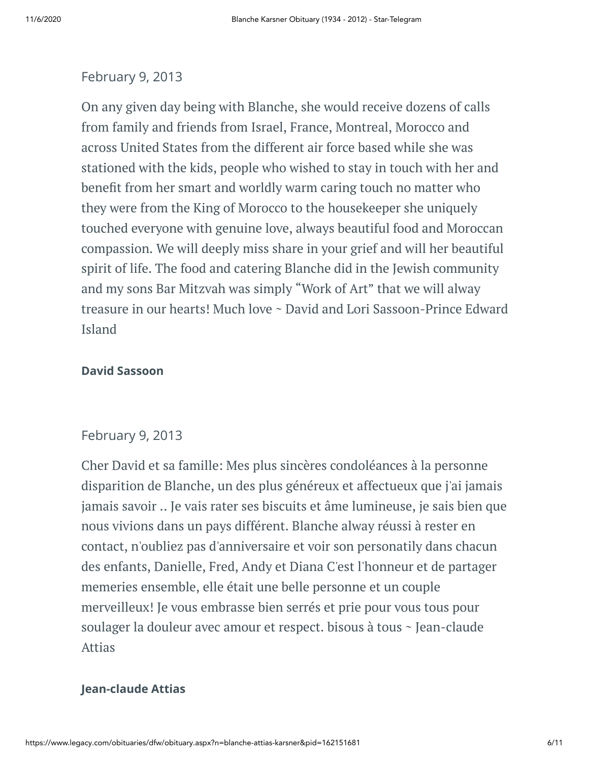February 9, 2013

On any given day being with Blanche, she would receive dozens of calls from family and friends from Israel, France, Montreal, Morocco and across United States from the different air force based while she was stationed with the kids, people who wished to stay in touch with her and benefit from her smart and worldly warm caring touch no matter who they were from the King of Morocco to the housekeeper she uniquely touched everyone with genuine love, always beautiful food and Moroccan compassion. We will deeply miss share in your grief and will her beautiful spirit of life. The food and catering Blanche did in the Jewish community and my sons Bar Mitzvah was simply “Work of Art” that we will alway treasure in our hearts! Much love ~ David and Lori Sassoon-Prince Edward Island

**David Sassoon**

February 9, 2013

Cher David et sa famille: Mes plus sincères condoléances à la personne disparition de Blanche, un des plus généreux et affectueux que j'ai jamais jamais savoir .. Je vais rater ses biscuits et âme lumineuse, je sais bien que nous vivions dans un pays différent. Blanche alway réussi à rester en contact, n'oubliez pas d'anniversaire et voir son personatily dans chacun des enfants, Danielle, Fred, Andy et Diana C'est l'honneur et de partager memeries ensemble, elle était une belle personne et un couple merveilleux! Je vous embrasse bien serrés et prie pour vous tous pour soulager la douleur avec amour et respect. bisous à tous ~ Jean-claude Attias

**Jean-claude Attias**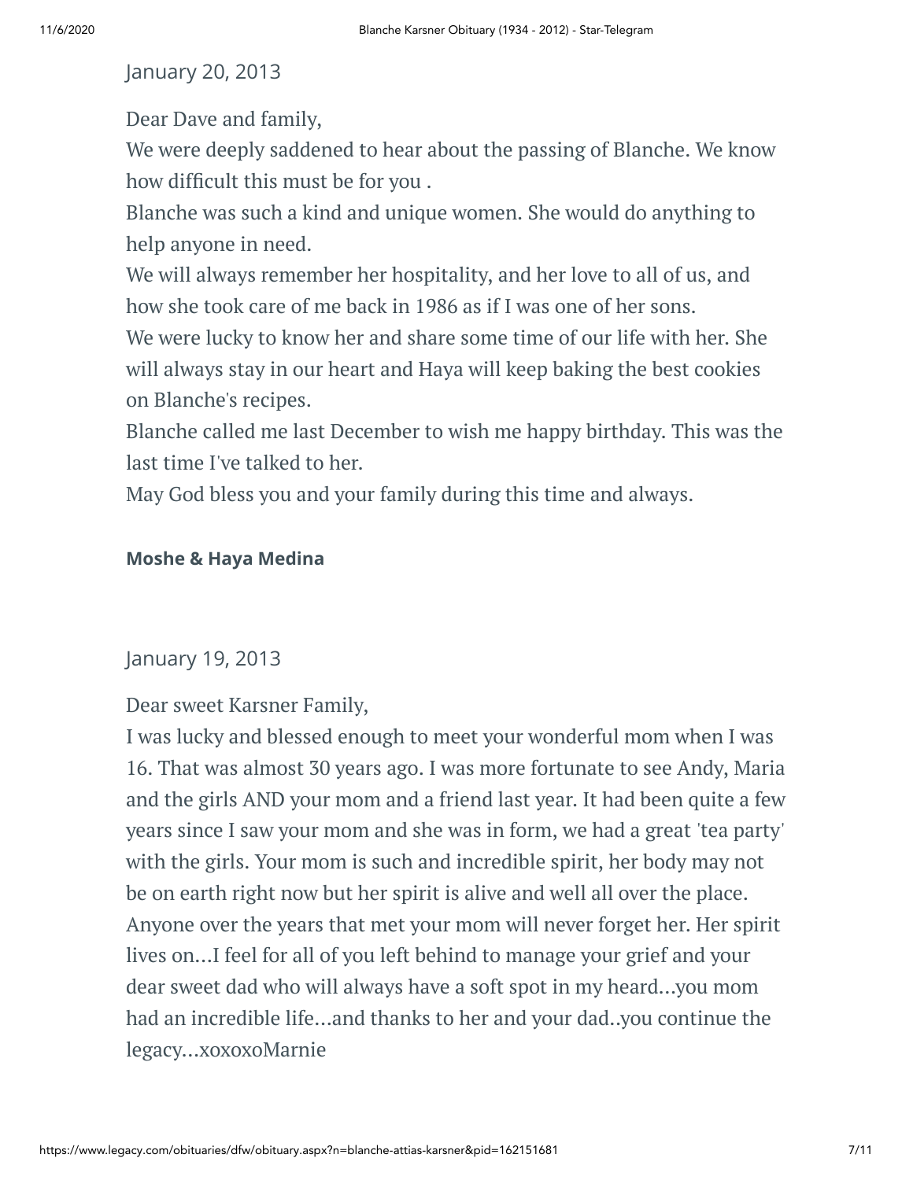January 20, 2013

Dear Dave and family,
We were deeply saddened to hear about the passing of Blanche. We know how difficult this must be for you .
Blanche was such a kind and unique women. She would do anything to help anyone in need.
We will always remember her hospitality, and her love to all of us, and how she took care of me back in 1986 as if I was one of her sons.
We were lucky to know her and share some time of our life with her. She will always stay in our heart and Haya will keep baking the best cookies on Blanche's recipes.
Blanche called me last December to wish me happy birthday. This was the last time I've talked to her.
May God bless you and your family during this time and always.

**Moshe & Haya Medina**

January 19, 2013

Dear sweet Karsner Family,
I was lucky and blessed enough to meet your wonderful mom when I was 16. That was almost 30 years ago. I was more fortunate to see Andy, Maria and the girls AND your mom and a friend last year. It had been quite a few years since I saw your mom and she was in form, we had a great 'tea party' with the girls. Your mom is such and incredible spirit, her body may not be on earth right now but her spirit is alive and well all over the place. Anyone over the years that met your mom will never forget her. Her spirit lives on...I feel for all of you left behind to manage your grief and your dear sweet dad who will always have a soft spot in my heard...you mom had an incredible life...and thanks to her and your dad..you continue the legacy...xoxoxoMarnie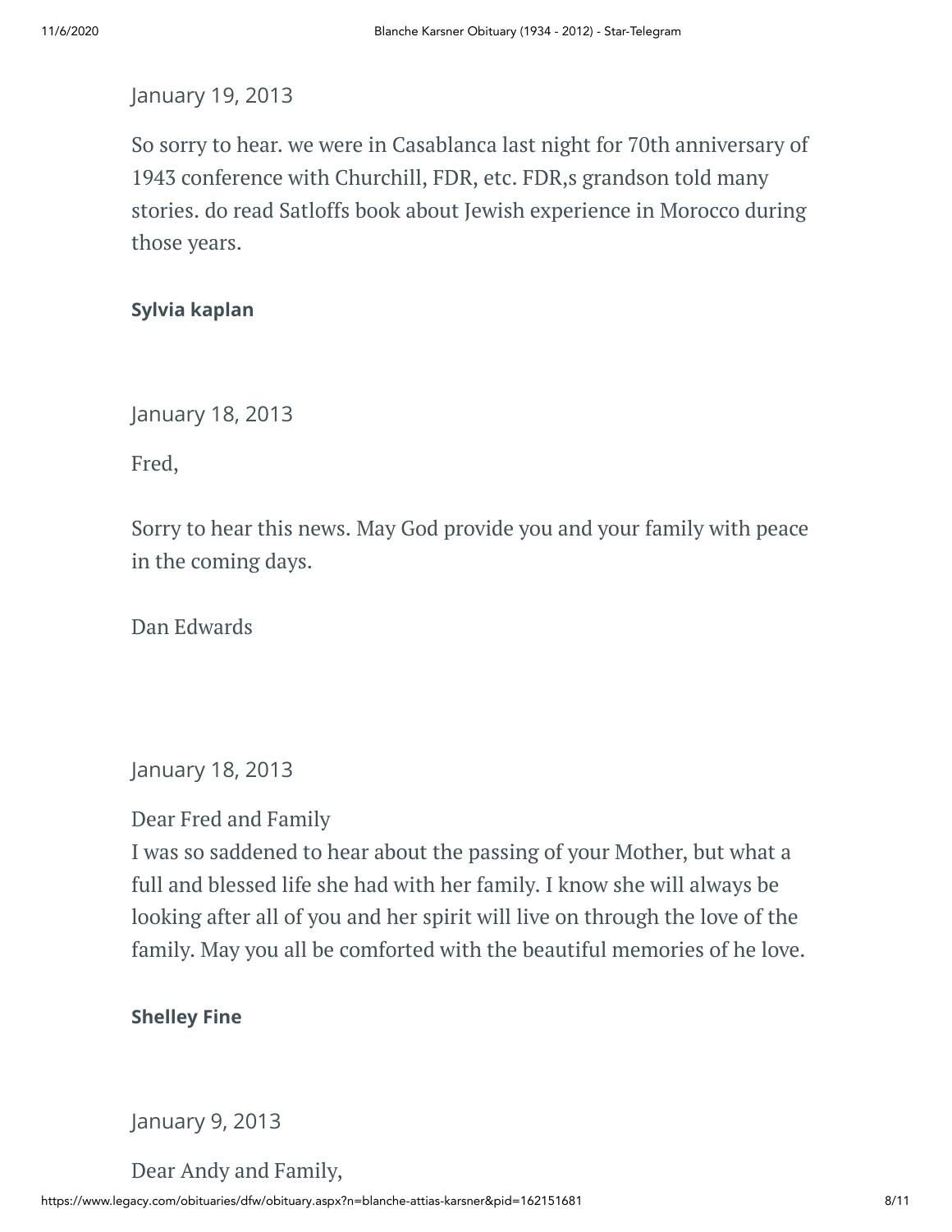January 19, 2013

So sorry to hear. we were in Casablanca last night for 70th anniversary of 1943 conference with Churchill, FDR, etc. FDR,s grandson told many stories. do read Satloffs book about Jewish experience in Morocco during those years.

**Sylvia kaplan**

January 18, 2013

Fred,

Sorry to hear this news. May God provide you and your family with peace in the coming days.

Dan Edwards

January 18, 2013

Dear Fred and Family
I was so saddened to hear about the passing of your Mother, but what a full and blessed life she had with her family. I know she will always be looking after all of you and her spirit will live on through the love of the family. May you all be comforted with the beautiful memories of he love.

**Shelley Fine**

January 9, 2013

Dear Andy and Family,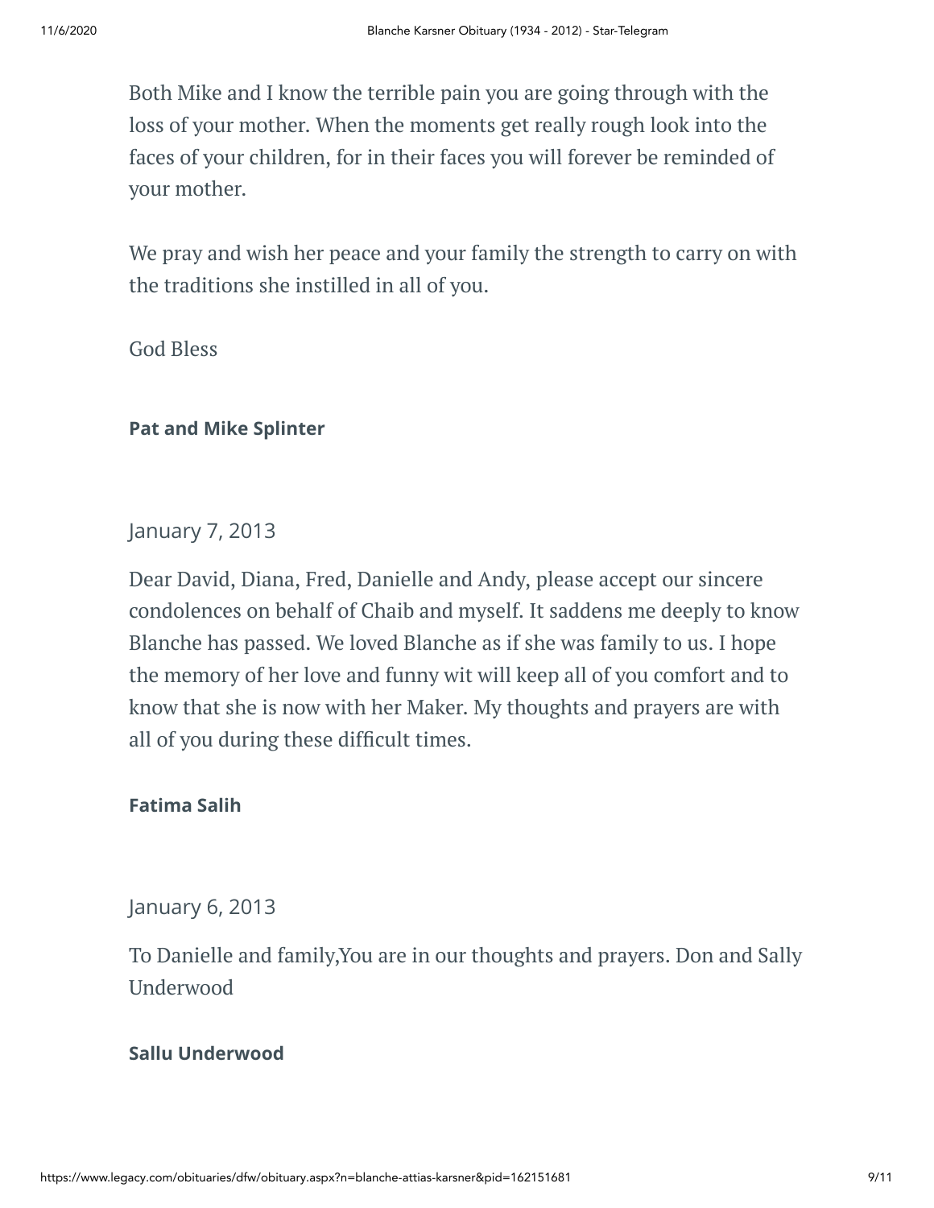Both Mike and I know the terrible pain you are going through with the loss of your mother. When the moments get really rough look into the faces of your children, for in their faces you will forever be reminded of your mother.

We pray and wish her peace and your family the strength to carry on with the traditions she instilled in all of you.

God Bless

**Pat and Mike Splinter**

January 7, 2013

Dear David, Diana, Fred, Danielle and Andy, please accept our sincere condolences on behalf of Chaib and myself. It saddens me deeply to know Blanche has passed. We loved Blanche as if she was family to us. I hope the memory of her love and funny wit will keep all of you comfort and to know that she is now with her Maker. My thoughts and prayers are with all of you during these difficult times.

**Fatima Salih**

January 6, 2013

To Danielle and family,You are in our thoughts and prayers. Don and Sally Underwood

**Sallu Underwood**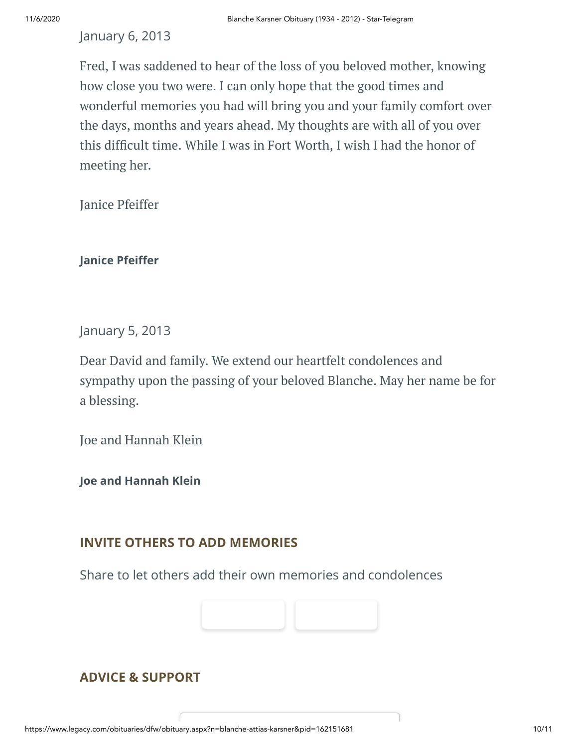January 6, 2013

Fred, I was saddened to hear of the loss of you beloved mother, knowing how close you two were. I can only hope that the good times and wonderful memories you had will bring you and your family comfort over the days, months and years ahead. My thoughts are with all of you over this difficult time. While I was in Fort Worth, I wish I had the honor of meeting her.

Janice Pfeiffer

**Janice Pfeiffer**

January 5, 2013

Dear David and family. We extend our heartfelt condolences and sympathy upon the passing of your beloved Blanche. May her name be for a blessing.

Joe and Hannah Klein

**Joe and Hannah Klein**

## INVITE OTHERS TO ADD MEMORIES

Share to let others add their own memories and condolences

## ADVICE & SUPPORT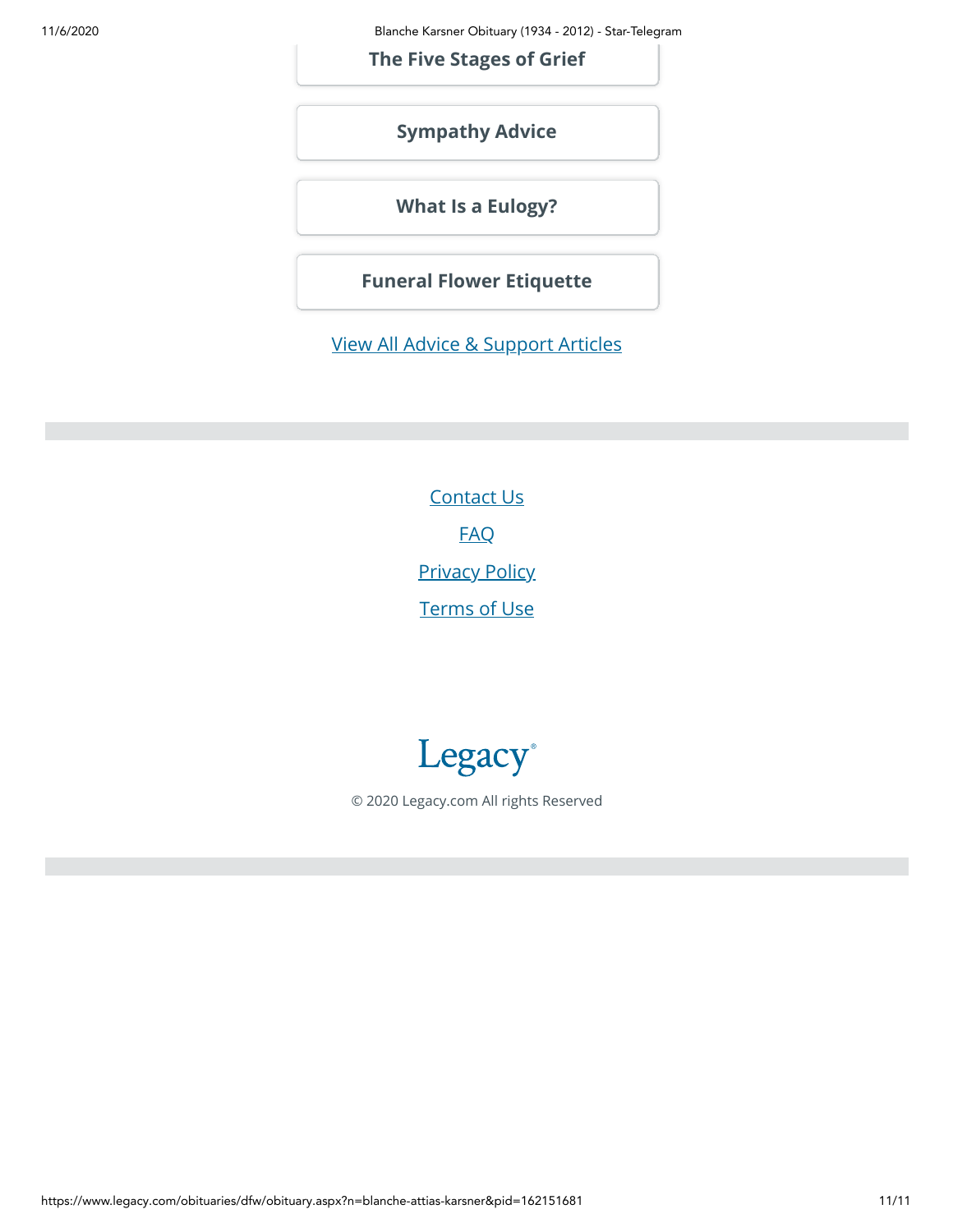**The Five Stages of Grief**

**Sympathy Advice**

**What Is a Eulogy?**

**Funeral Flower Etiquette**

View All Advice & Support Articles

Contact Us

FAQ

Privacy Policy

Terms of Use

Legacy®

© 2020 Legacy.com All rights Reserved